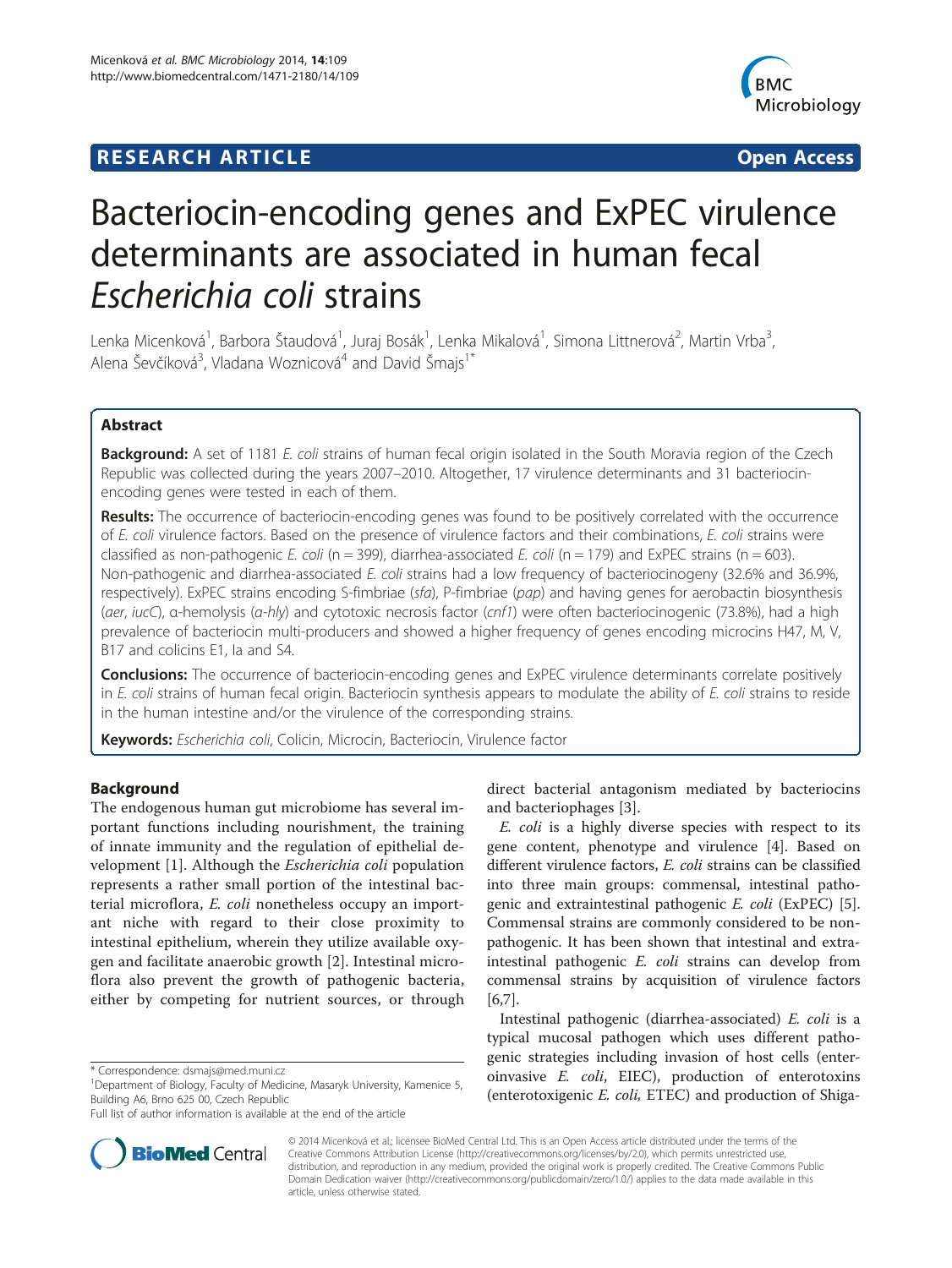**RESEARCH ARTICLE** **Open Access**

# Bacteriocin-encoding genes and ExPEC virulence determinants are associated in human fecal *Escherichia coli* strains

Lenka Micenková[1], Barbora Štaudová[1], Juraj Bosák[1], Lenka Mikalová[1], Simona Littnerová[2], Martin Vrba[3], Alena Ševčíková[3], Vladana Woznicová[4] and David Šmajs[1*]

## Abstract

**Background:** A set of 1181 *E. coli* strains of human fecal origin isolated in the South Moravia region of the Czech Republic was collected during the years 2007–2010. Altogether, 17 virulence determinants and 31 bacteriocin-encoding genes were tested in each of them.

**Results:** The occurrence of bacteriocin-encoding genes was found to be positively correlated with the occurrence of *E. coli* virulence factors. Based on the presence of virulence factors and their combinations, *E. coli* strains were classified as non-pathogenic *E. coli* (n = 399), diarrhea-associated *E. coli* (n = 179) and ExPEC strains (n = 603). Non-pathogenic and diarrhea-associated *E. coli* strains had a low frequency of bacteriocinogeny (32.6% and 36.9%, respectively). ExPEC strains encoding S-fimbriae (*sfa*), P-fimbriae (*pap*) and having genes for aerobactin biosynthesis (*aer*, *iucC*), α-hemolysis (*α-hly*) and cytotoxic necrosis factor (*cnf1*) were often bacteriocinogenic (73.8%), had a high prevalence of bacteriocin multi-producers and showed a higher frequency of genes encoding microcins H47, M, V, B17 and colicins E1, Ia and S4.

**Conclusions:** The occurrence of bacteriocin-encoding genes and ExPEC virulence determinants correlate positively in *E. coli* strains of human fecal origin. Bacteriocin synthesis appears to modulate the ability of *E. coli* strains to reside in the human intestine and/or the virulence of the corresponding strains.

**Keywords:** *Escherichia coli*, Colicin, Microcin, Bacteriocin, Virulence factor

## Background

The endogenous human gut microbiome has several important functions including nourishment, the training of innate immunity and the regulation of epithelial development [1]. Although the *Escherichia coli* population represents a rather small portion of the intestinal bacterial microflora, *E. coli* nonetheless occupy an important niche with regard to their close proximity to intestinal epithelium, wherein they utilize available oxygen and facilitate anaerobic growth [2]. Intestinal microflora also prevent the growth of pathogenic bacteria, either by competing for nutrient sources, or through direct bacterial antagonism mediated by bacteriocins and bacteriophages [3].

*E. coli* is a highly diverse species with respect to its gene content, phenotype and virulence [4]. Based on different virulence factors, *E. coli* strains can be classified into three main groups: commensal, intestinal pathogenic and extraintestinal pathogenic *E. coli* (ExPEC) [5]. Commensal strains are commonly considered to be non-pathogenic. It has been shown that intestinal and extra-intestinal pathogenic *E. coli* strains can develop from commensal strains by acquisition of virulence factors [6,7].

Intestinal pathogenic (diarrhea-associated) *E. coli* is a typical mucosal pathogen which uses different pathogenic strategies including invasion of host cells (enteroinvasive *E. coli*, EIEC), production of enterotoxins (enterotoxigenic *E. coli*, ETEC) and production of Shiga-

\* Correspondence: dsmajs@med.muni.cz
[1]Department of Biology, Faculty of Medicine, Masaryk University, Kamenice 5, Building A6, Brno 625 00, Czech Republic
Full list of author information is available at the end of the article

© 2014 Micenková et al.; licensee BioMed Central Ltd. This is an Open Access article distributed under the terms of the Creative Commons Attribution License (http://creativecommons.org/licenses/by/2.0), which permits unrestricted use, distribution, and reproduction in any medium, provided the original work is properly credited. The Creative Commons Public Domain Dedication waiver (http://creativecommons.org/publicdomain/zero/1.0/) applies to the data made available in this article, unless otherwise stated.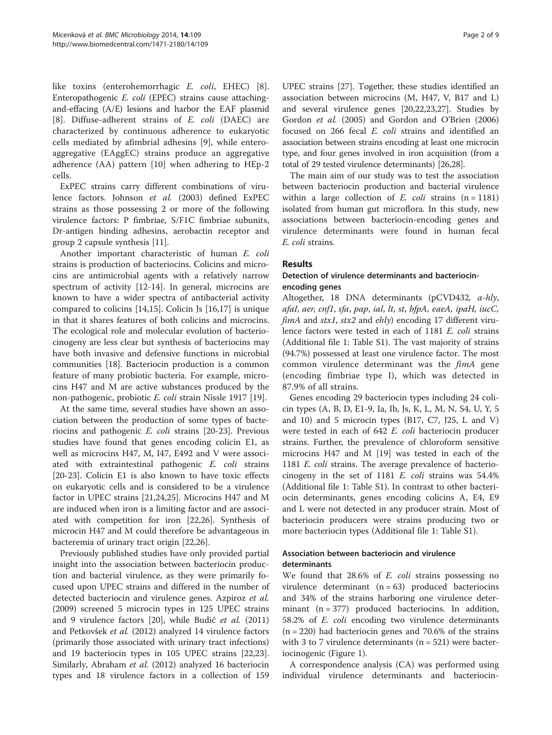like toxins (enterohemorrhagic *E. coli*, EHEC) [8]. Enteropathogenic *E. coli* (EPEC) strains cause attaching-and-effacing (A/E) lesions and harbor the EAF plasmid [8]. Diffuse-adherent strains of *E. coli* (DAEC) are characterized by continuous adherence to eukaryotic cells mediated by afimbrial adhesins [9], while enteroaggregative (EAggEC) strains produce an aggregative adherence (AA) pattern [10] when adhering to HEp-2 cells.

ExPEC strains carry different combinations of virulence factors. Johnson *et al.* (2003) defined ExPEC strains as those possessing 2 or more of the following virulence factors: P fimbriae, S/F1C fimbriae subunits, Dr-antigen binding adhesins, aerobactin receptor and group 2 capsule synthesis [11].

Another important characteristic of human *E. coli* strains is production of bacteriocins. Colicins and microcins are antimicrobial agents with a relatively narrow spectrum of activity [12-14]. In general, microcins are known to have a wider spectra of antibacterial activity compared to colicins [14,15]. Colicin Js [16,17] is unique in that it shares features of both colicins and microcins. The ecological role and molecular evolution of bacteriocinogeny are less clear but synthesis of bacteriocins may have both invasive and defensive functions in microbial communities [18]. Bacteriocin production is a common feature of many probiotic bacteria. For example, microcins H47 and M are active substances produced by the non-pathogenic, probiotic *E. coli* strain Nissle 1917 [19].

At the same time, several studies have shown an association between the production of some types of bacteriocins and pathogenic *E. coli* strains [20-23]. Previous studies have found that genes encoding colicin E1, as well as microcins H47, M, I47, E492 and V were associated with extraintestinal pathogenic *E. coli* strains [20-23]. Colicin E1 is also known to have toxic effects on eukaryotic cells and is considered to be a virulence factor in UPEC strains [21,24,25]. Microcins H47 and M are induced when iron is a limiting factor and are associated with competition for iron [22,26]. Synthesis of microcin H47 and M could therefore be advantageous in bacteremia of urinary tract origin [22,26].

Previously published studies have only provided partial insight into the association between bacteriocin production and bacterial virulence, as they were primarily focused upon UPEC strains and differed in the number of detected bacteriocin and virulence genes. Azpiroz *et al.* (2009) screened 5 microcin types in 125 UPEC strains and 9 virulence factors [20], while Budič *et al.* (2011) and Petkovšek *et al.* (2012) analyzed 14 virulence factors (primarily those associated with urinary tract infections) and 19 bacteriocin types in 105 UPEC strains [22,23]. Similarly, Abraham *et al.* (2012) analyzed 16 bacteriocin types and 18 virulence factors in a collection of 159 UPEC strains [27]. Together, these studies identified an association between microcins (M, H47, V, B17 and L) and several virulence genes [20,22,23,27]. Studies by Gordon *et al.* (2005) and Gordon and O'Brien (2006) focused on 266 fecal *E. coli* strains and identified an association between strains encoding at least one microcin type, and four genes involved in iron acquisition (from a total of 29 tested virulence determinants) [26,28].

The main aim of our study was to test the association between bacteriocin production and bacterial virulence within a large collection of *E. coli* strains (n = 1181) isolated from human gut microflora. In this study, new associations between bacteriocin-encoding genes and virulence determinants were found in human fecal *E. coli* strains.

## Results

### Detection of virulence determinants and bacteriocin-encoding genes

Altogether, 18 DNA determinants (pCVD432, *α-hly*, *afaI*, *aer*, *cnf1*, *sfa*, *pap*, *ial*, *lt*, *st*, *bfpA*, *eaeA*, *ipaH*, *iucC*, *fimA* and *stx1*, *stx2* and *ehly*) encoding 17 different virulence factors were tested in each of 1181 *E. coli* strains (Additional file 1: Table S1). The vast majority of strains (94.7%) possessed at least one virulence factor. The most common virulence determinant was the *fimA* gene (encoding fimbriae type I), which was detected in 87.9% of all strains.

Genes encoding 29 bacteriocin types including 24 colicin types (A, B, D, E1-9, Ia, Ib, Js, K, L, M, N, S4, U, Y, 5 and 10) and 5 microcin types (B17, C7, J25, L and V) were tested in each of 642 *E. coli* bacteriocin producer strains. Further, the prevalence of chloroform sensitive microcins H47 and M [19] was tested in each of the 1181 *E. coli* strains. The average prevalence of bacteriocinogeny in the set of 1181 *E. coli* strains was 54.4% (Additional file 1: Table S1). In contrast to other bacteriocin determinants, genes encoding colicins A, E4, E9 and L were not detected in any producer strain. Most of bacteriocin producers were strains producing two or more bacteriocin types (Additional file 1: Table S1).

### Association between bacteriocin and virulence determinants

We found that 28.6% of *E. coli* strains possessing no virulence determinant (n = 63) produced bacteriocins and 34% of the strains harboring one virulence determinant (n = 377) produced bacteriocins. In addition, 58.2% of *E. coli* encoding two virulence determinants (n = 220) had bacteriocin genes and 70.6% of the strains with 3 to 7 virulence determinants (n = 521) were bacteriocinogenic (Figure 1).

A correspondence analysis (CA) was performed using individual virulence determinants and bacteriocin-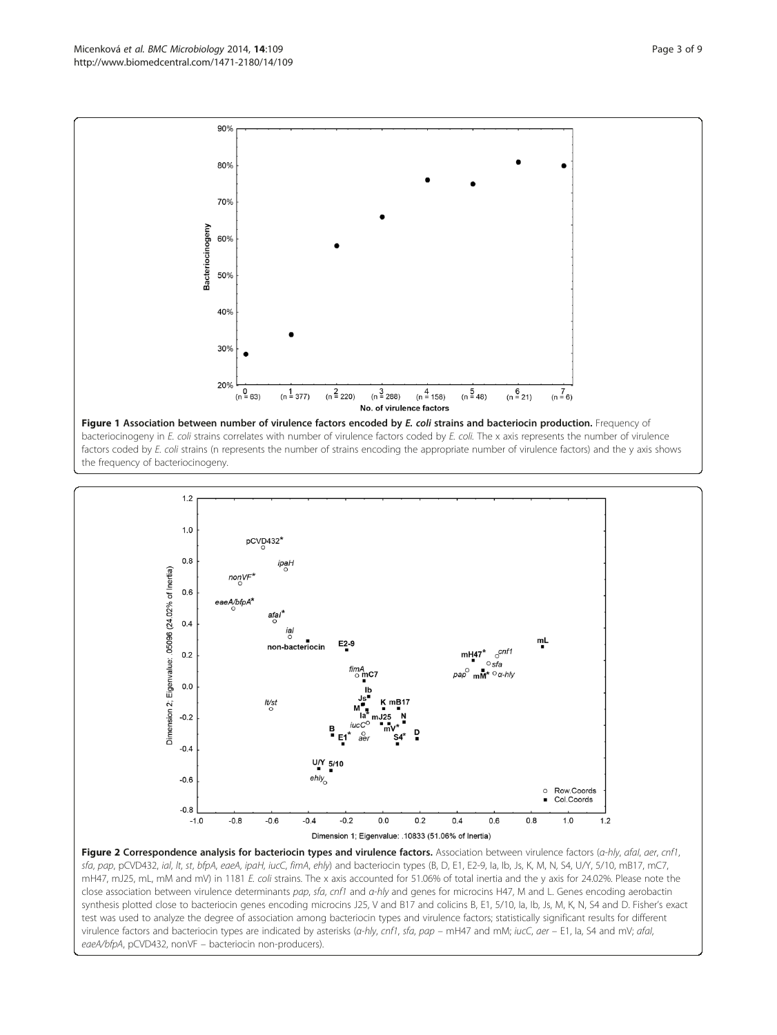**Figure 1 Association between number of virulence factors encoded by *E. coli* strains and bacteriocin production.** Frequency of bacteriocinogeny in *E. coli* strains correlates with number of virulence factors coded by *E. coli*. The x axis represents the number of virulence factors coded by *E. coli* strains (n represents the number of strains encoding the appropriate number of virulence factors) and the y axis shows the frequency of bacteriocinogeny.

**Figure 2 Correspondence analysis for bacteriocin types and virulence factors.** Association between virulence factors (*α-hly*, *afaI*, *aer*, *cnf1*, *sfa*, *pap*, pCVD432, *ial*, *lt*, *st*, *bfpA*, *eaeA*, *ipaH*, *iucC*, *fimA*, *ehly*) and bacteriocin types (B, D, E1, E2-9, Ia, Ib, Js, K, M, N, S4, U/Y, 5/10, mB17, mC7, mH47, mJ25, mL, mM and mV) in 1181 *E. coli* strains. The x axis accounted for 51.06% of total inertia and the y axis for 24.02%. Please note the close association between virulence determinants *pap*, *sfa*, *cnf1* and *α-hly* and genes for microcins H47, M and L. Genes encoding aerobactin synthesis plotted close to bacteriocin genes encoding microcins J25, V and B17 and colicins B, E1, 5/10, Ia, Ib, Js, M, K, N, S4 and D. Fisher's exact test was used to analyze the degree of association among bacteriocin types and virulence factors; statistically significant results for different virulence factors and bacteriocin types are indicated by asterisks (*α-hly*, *cnf1*, *sfa*, *pap* – mH47 and mM; *iucC*, *aer* – E1, Ia, S4 and mV; *afaI*, *eaeA/bfpA*, pCVD432, nonVF – bacteriocin non-producers).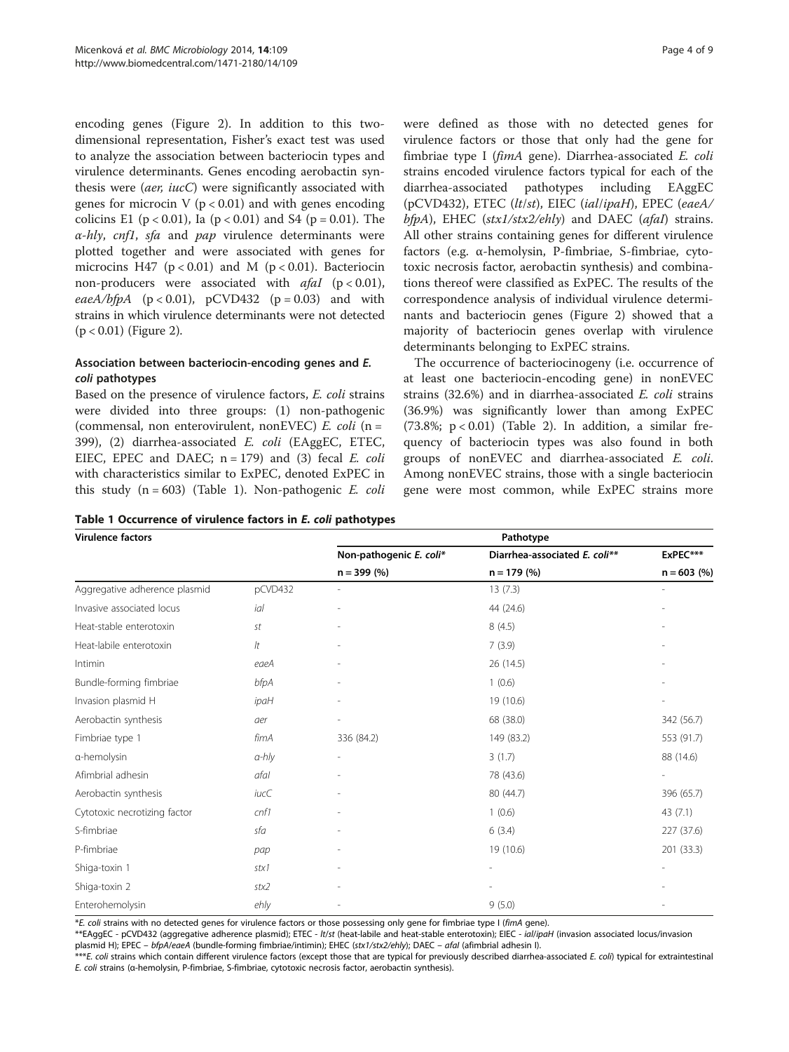encoding genes (Figure 2). In addition to this two-dimensional representation, Fisher's exact test was used to analyze the association between bacteriocin types and virulence determinants. Genes encoding aerobactin synthesis were (*aer, iucC*) were significantly associated with genes for microcin V ($p < 0.01$) and with genes encoding colicins E1 ($p < 0.01$), Ia ($p < 0.01$) and S4 ($p = 0.01$). The *α-hly*, *cnf1*, *sfa* and *pap* virulence determinants were plotted together and were associated with genes for microcins H47 ($p < 0.01$) and M ($p < 0.01$). Bacteriocin non-producers were associated with *afaI* ($p < 0.01$), *eaeA/bfpA* ($p < 0.01$), pCVD432 ($p = 0.03$) and with strains in which virulence determinants were not detected ($p < 0.01$) (Figure 2).

### Association between bacteriocin-encoding genes and *E. coli* pathotypes

Based on the presence of virulence factors, *E. coli* strains were divided into three groups: (1) non-pathogenic (commensal, non enterovirulent, nonEVEC) *E. coli* (n = 399), (2) diarrhea-associated *E. coli* (EAggEC, ETEC, EIEC, EPEC and DAEC; n = 179) and (3) fecal *E. coli* with characteristics similar to ExPEC, denoted ExPEC in this study (n = 603) (Table 1). Non-pathogenic *E. coli* were defined as those with no detected genes for virulence factors or those that only had the gene for fimbriae type I (*fimA* gene). Diarrhea-associated *E. coli* strains encoded virulence factors typical for each of the diarrhea-associated pathotypes including EAggEC (pCVD432), ETEC (*lt*/*st*), EIEC (*ial*/*ipaH*), EPEC (*eaeA/bfpA*), EHEC (*stx1/stx2/ehly*) and DAEC (*afaI*) strains. All other strains containing genes for different virulence factors (e.g. α-hemolysin, P-fimbriae, S-fimbriae, cytotoxic necrosis factor, aerobactin synthesis) and combinations thereof were classified as ExPEC. The results of the correspondence analysis of individual virulence determinants and bacteriocin genes (Figure 2) showed that a majority of bacteriocin genes overlap with virulence determinants belonging to ExPEC strains.

The occurrence of bacteriocinogeny (i.e. occurrence of at least one bacteriocin-encoding gene) in nonEVEC strains (32.6%) and in diarrhea-associated *E. coli* strains (36.9%) was significantly lower than among ExPEC (73.8%; $p < 0.01$) (Table 2). In addition, a similar frequency of bacteriocin types was also found in both groups of nonEVEC and diarrhea-associated *E. coli*. Among nonEVEC strains, those with a single bacteriocin gene were most common, while ExPEC strains more

**Table 1 Occurrence of virulence factors in *E. coli* pathotypes**

| Virulence factors | | Pathotype | | |
|---|---|---|---|---|
| | | Non-pathogenic *E. coli** | Diarrhea-associated *E. coli*** | ExPEC*** |
| | | n = 399 (%) | n = 179 (%) | n = 603 (%) |
| Aggregative adherence plasmid | pCVD432 | - | 13 (7.3) | - |
| Invasive associated locus | *ial* | - | 44 (24.6) | - |
| Heat-stable enterotoxin | *st* | - | 8 (4.5) | - |
| Heat-labile enterotoxin | *lt* | - | 7 (3.9) | - |
| Intimin | *eaeA* | - | 26 (14.5) | - |
| Bundle-forming fimbriae | *bfpA* | - | 1 (0.6) | - |
| Invasion plasmid H | *ipaH* | - | 19 (10.6) | - |
| Aerobactin synthesis | *aer* | - | 68 (38.0) | 342 (56.7) |
| Fimbriae type 1 | *fimA* | 336 (84.2) | 149 (83.2) | 553 (91.7) |
| α-hemolysin | *α-hly* | - | 3 (1.7) | 88 (14.6) |
| Afimbrial adhesin | *afaI* | - | 78 (43.6) | - |
| Aerobactin synthesis | *iucC* | - | 80 (44.7) | 396 (65.7) |
| Cytotoxic necrotizing factor | *cnf1* | - | 1 (0.6) | 43 (7.1) |
| S-fimbriae | *sfa* | - | 6 (3.4) | 227 (37.6) |
| P-fimbriae | *pap* | - | 19 (10.6) | 201 (33.3) |
| Shiga-toxin 1 | *stx1* | - | - | - |
| Shiga-toxin 2 | *stx2* | - | - | - |
| Enterohemolysin | *ehly* | - | 9 (5.0) | - |

**E. coli* strains with no detected genes for virulence factors or those possessing only gene for fimbriae type I (*fimA* gene).
**EAggEC - pCVD432 (aggregative adherence plasmid); ETEC - *lt*/*st* (heat-labile and heat-stable enterotoxin); EIEC - *ial*/*ipaH* (invasion associated locus/invasion plasmid H); EPEC – *bfpA*/*eaeA* (bundle-forming fimbriae/intimin); EHEC (*stx1/stx2/ehly*); DAEC – *afaI* (afimbrial adhesin I).
****E. coli* strains which contain different virulence factors (except those that are typical for previously described diarrhea-associated *E. coli*) typical for extraintestinal *E. coli* strains (α-hemolysin, P-fimbriae, S-fimbriae, cytotoxic necrosis factor, aerobactin synthesis).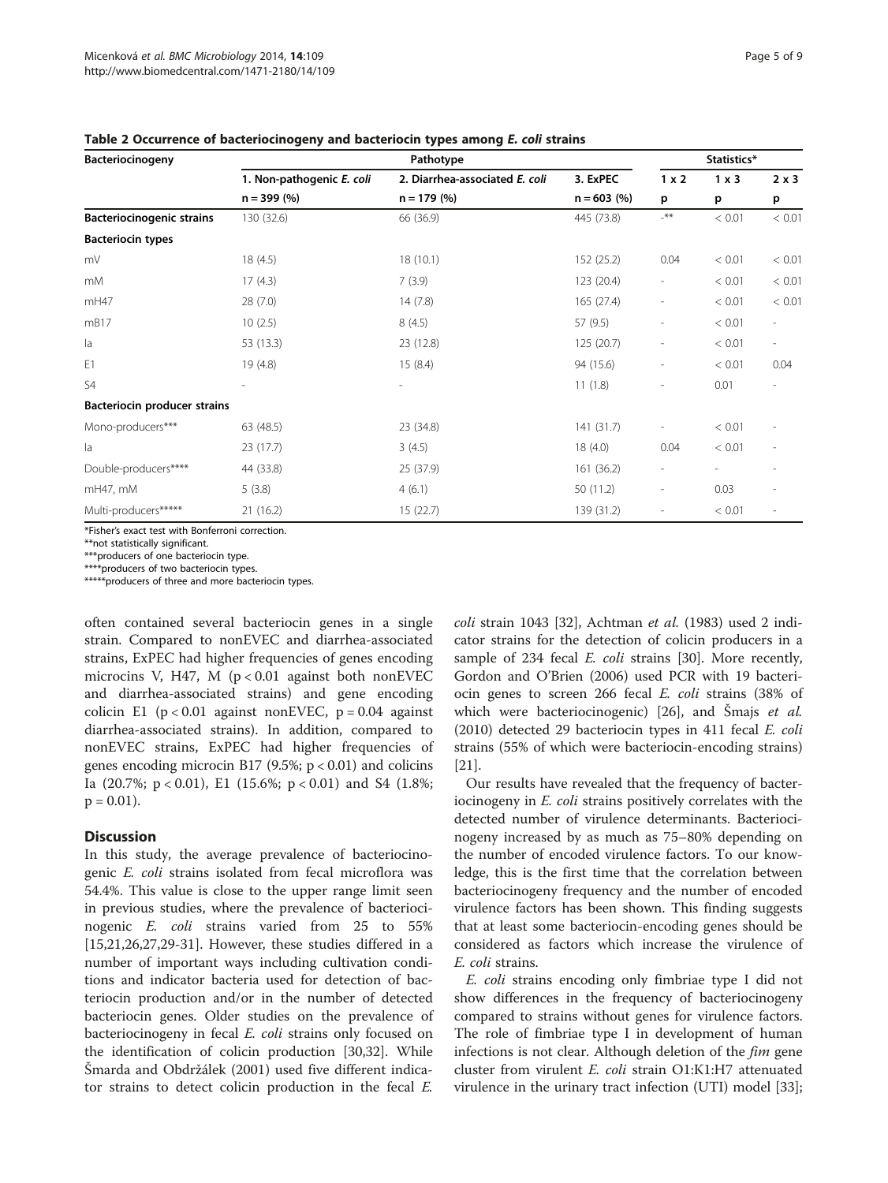**Table 2 Occurrence of bacteriocinogeny and bacteriocin types among *E. coli* strains**

| Bacteriocinogeny | Pathotype | | | Statistics* | | |
|---|---|---|---|---|---|---|
| | 1. Non-pathogenic *E. coli* | 2. Diarrhea-associated *E. coli* | 3. ExPEC | 1 x 2 | 1 x 3 | 2 x 3 |
| | n = 399 (%) | n = 179 (%) | n = 603 (%) | p | p | p |
| **Bacteriocinogenic strains** | 130 (32.6) | 66 (36.9) | 445 (73.8) | -** | < 0.01 | < 0.01 |
| **Bacteriocin types** | | | | | | |
| mV | 18 (4.5) | 18 (10.1) | 152 (25.2) | 0.04 | < 0.01 | < 0.01 |
| mM | 17 (4.3) | 7 (3.9) | 123 (20.4) | - | < 0.01 | < 0.01 |
| mH47 | 28 (7.0) | 14 (7.8) | 165 (27.4) | - | < 0.01 | < 0.01 |
| mB17 | 10 (2.5) | 8 (4.5) | 57 (9.5) | - | < 0.01 | - |
| Ia | 53 (13.3) | 23 (12.8) | 125 (20.7) | - | < 0.01 | - |
| E1 | 19 (4.8) | 15 (8.4) | 94 (15.6) | - | < 0.01 | 0.04 |
| S4 | - | - | 11 (1.8) | - | 0.01 | - |
| **Bacteriocin producer strains** | | | | | | |
| Mono-producers*** | 63 (48.5) | 23 (34.8) | 141 (31.7) | - | < 0.01 | - |
| Ia | 23 (17.7) | 3 (4.5) | 18 (4.0) | 0.04 | < 0.01 | - |
| Double-producers**** | 44 (33.8) | 25 (37.9) | 161 (36.2) | - | - | - |
| mH47, mM | 5 (3.8) | 4 (6.1) | 50 (11.2) | - | 0.03 | - |
| Multi-producers***** | 21 (16.2) | 15 (22.7) | 139 (31.2) | - | < 0.01 | - |

*Fisher's exact test with Bonferroni correction.
**not statistically significant.
***producers of one bacteriocin type.
****producers of two bacteriocin types.
*****producers of three and more bacteriocin types.

often contained several bacteriocin genes in a single strain. Compared to nonEVEC and diarrhea-associated strains, ExPEC had higher frequencies of genes encoding microcins V, H47, M ($p < 0.01$ against both nonEVEC and diarrhea-associated strains) and gene encoding colicin E1 ($p < 0.01$ against nonEVEC, $p = 0.04$ against diarrhea-associated strains). In addition, compared to nonEVEC strains, ExPEC had higher frequencies of genes encoding microcin B17 (9.5%; $p < 0.01$) and colicins Ia (20.7%; $p < 0.01$), E1 (15.6%; $p < 0.01$) and S4 (1.8%; $p = 0.01$).

## Discussion

In this study, the average prevalence of bacteriocinogenic *E. coli* strains isolated from fecal microflora was 54.4%. This value is close to the upper range limit seen in previous studies, where the prevalence of bacteriocinogenic *E. coli* strains varied from 25 to 55% [15,21,26,27,29-31]. However, these studies differed in a number of important ways including cultivation conditions and indicator bacteria used for detection of bacteriocin production and/or in the number of detected bacteriocin genes. Older studies on the prevalence of bacteriocinogeny in fecal *E. coli* strains only focused on the identification of colicin production [30,32]. While Šmarda and Obdržálek (2001) used five different indicator strains to detect colicin production in the fecal *E. coli* strain 1043 [32], Achtman *et al.* (1983) used 2 indicator strains for the detection of colicin producers in a sample of 234 fecal *E. coli* strains [30]. More recently, Gordon and O'Brien (2006) used PCR with 19 bacteriocin genes to screen 266 fecal *E. coli* strains (38% of which were bacteriocinogenic) [26], and Šmajs *et al.* (2010) detected 29 bacteriocin types in 411 fecal *E. coli* strains (55% of which were bacteriocin-encoding strains) [21].

Our results have revealed that the frequency of bacteriocinogeny in *E. coli* strains positively correlates with the detected number of virulence determinants. Bacteriocinogeny increased by as much as 75–80% depending on the number of encoded virulence factors. To our knowledge, this is the first time that the correlation between bacteriocinogeny frequency and the number of encoded virulence factors has been shown. This finding suggests that at least some bacteriocin-encoding genes should be considered as factors which increase the virulence of *E. coli* strains.

*E. coli* strains encoding only fimbriae type I did not show differences in the frequency of bacteriocinogeny compared to strains without genes for virulence factors. The role of fimbriae type I in development of human infections is not clear. Although deletion of the *fim* gene cluster from virulent *E. coli* strain O1:K1:H7 attenuated virulence in the urinary tract infection (UTI) model [33];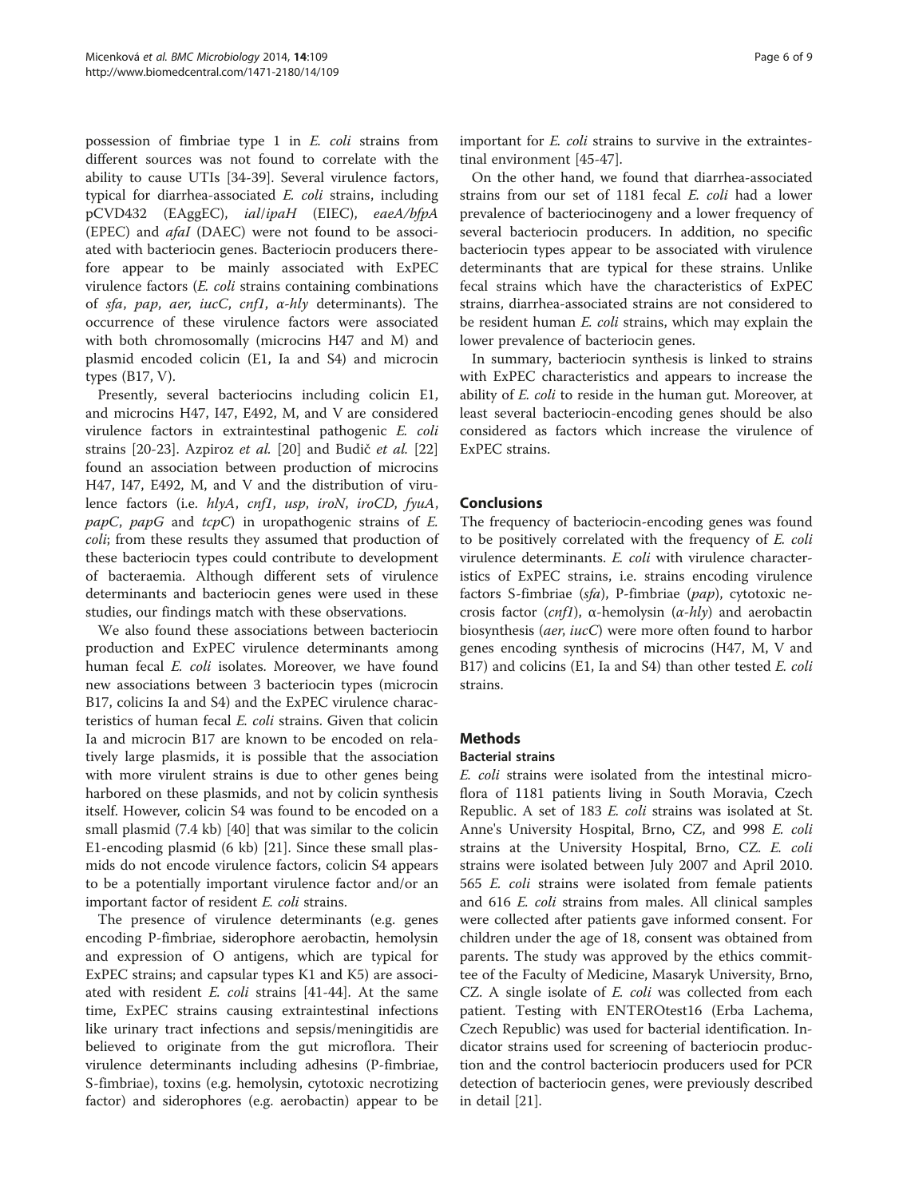possession of fimbriae type 1 in *E. coli* strains from different sources was not found to correlate with the ability to cause UTIs [34-39]. Several virulence factors, typical for diarrhea-associated *E. coli* strains, including pCVD432 (EAggEC), *ial*/*ipaH* (EIEC), *eaeA/bfpA* (EPEC) and *afaI* (DAEC) were not found to be associated with bacteriocin genes. Bacteriocin producers therefore appear to be mainly associated with ExPEC virulence factors (*E. coli* strains containing combinations of *sfa*, *pap*, *aer*, *iucC*, *cnf1*, *α-hly* determinants). The occurrence of these virulence factors were associated with both chromosomally (microcins H47 and M) and plasmid encoded colicin (E1, Ia and S4) and microcin types (B17, V).

Presently, several bacteriocins including colicin E1, and microcins H47, I47, E492, M, and V are considered virulence factors in extraintestinal pathogenic *E. coli* strains [20-23]. Azpiroz *et al.* [20] and Budič *et al.* [22] found an association between production of microcins H47, I47, E492, M, and V and the distribution of virulence factors (i.e. *hlyA*, *cnf1*, *usp*, *iroN*, *iroCD*, *fyuA*, *papC*, *papG* and *tcpC*) in uropathogenic strains of *E. coli*; from these results they assumed that production of these bacteriocin types could contribute to development of bacteraemia. Although different sets of virulence determinants and bacteriocin genes were used in these studies, our findings match with these observations.

We also found these associations between bacteriocin production and ExPEC virulence determinants among human fecal *E. coli* isolates. Moreover, we have found new associations between 3 bacteriocin types (microcin B17, colicins Ia and S4) and the ExPEC virulence characteristics of human fecal *E. coli* strains. Given that colicin Ia and microcin B17 are known to be encoded on relatively large plasmids, it is possible that the association with more virulent strains is due to other genes being harbored on these plasmids, and not by colicin synthesis itself. However, colicin S4 was found to be encoded on a small plasmid (7.4 kb) [40] that was similar to the colicin E1-encoding plasmid (6 kb) [21]. Since these small plasmids do not encode virulence factors, colicin S4 appears to be a potentially important virulence factor and/or an important factor of resident *E. coli* strains.

The presence of virulence determinants (e.g. genes encoding P-fimbriae, siderophore aerobactin, hemolysin and expression of O antigens, which are typical for ExPEC strains; and capsular types K1 and K5) are associated with resident *E. coli* strains [41-44]. At the same time, ExPEC strains causing extraintestinal infections like urinary tract infections and sepsis/meningitidis are believed to originate from the gut microflora. Their virulence determinants including adhesins (P-fimbriae, S-fimbriae), toxins (e.g. hemolysin, cytotoxic necrotizing factor) and siderophores (e.g. aerobactin) appear to be important for *E. coli* strains to survive in the extraintestinal environment [45-47].

On the other hand, we found that diarrhea-associated strains from our set of 1181 fecal *E. coli* had a lower prevalence of bacteriocinogeny and a lower frequency of several bacteriocin producers. In addition, no specific bacteriocin types appear to be associated with virulence determinants that are typical for these strains. Unlike fecal strains which have the characteristics of ExPEC strains, diarrhea-associated strains are not considered to be resident human *E. coli* strains, which may explain the lower prevalence of bacteriocin genes.

In summary, bacteriocin synthesis is linked to strains with ExPEC characteristics and appears to increase the ability of *E. coli* to reside in the human gut. Moreover, at least several bacteriocin-encoding genes should be also considered as factors which increase the virulence of ExPEC strains.

## Conclusions

The frequency of bacteriocin-encoding genes was found to be positively correlated with the frequency of *E. coli* virulence determinants. *E. coli* with virulence characteristics of ExPEC strains, i.e. strains encoding virulence factors S-fimbriae (*sfa*), P-fimbriae (*pap*), cytotoxic necrosis factor (*cnf1*), α-hemolysin (*α-hly*) and aerobactin biosynthesis (*aer*, *iucC*) were more often found to harbor genes encoding synthesis of microcins (H47, M, V and B17) and colicins (E1, Ia and S4) than other tested *E. coli* strains.

## Methods

### Bacterial strains

*E. coli* strains were isolated from the intestinal microflora of 1181 patients living in South Moravia, Czech Republic. A set of 183 *E. coli* strains was isolated at St. Anne's University Hospital, Brno, CZ, and 998 *E. coli* strains at the University Hospital, Brno, CZ. *E. coli* strains were isolated between July 2007 and April 2010. 565 *E. coli* strains were isolated from female patients and 616 *E. coli* strains from males. All clinical samples were collected after patients gave informed consent. For children under the age of 18, consent was obtained from parents. The study was approved by the ethics committee of the Faculty of Medicine, Masaryk University, Brno, CZ. A single isolate of *E. coli* was collected from each patient. Testing with ENTEROtest16 (Erba Lachema, Czech Republic) was used for bacterial identification. Indicator strains used for screening of bacteriocin production and the control bacteriocin producers used for PCR detection of bacteriocin genes, were previously described in detail [21].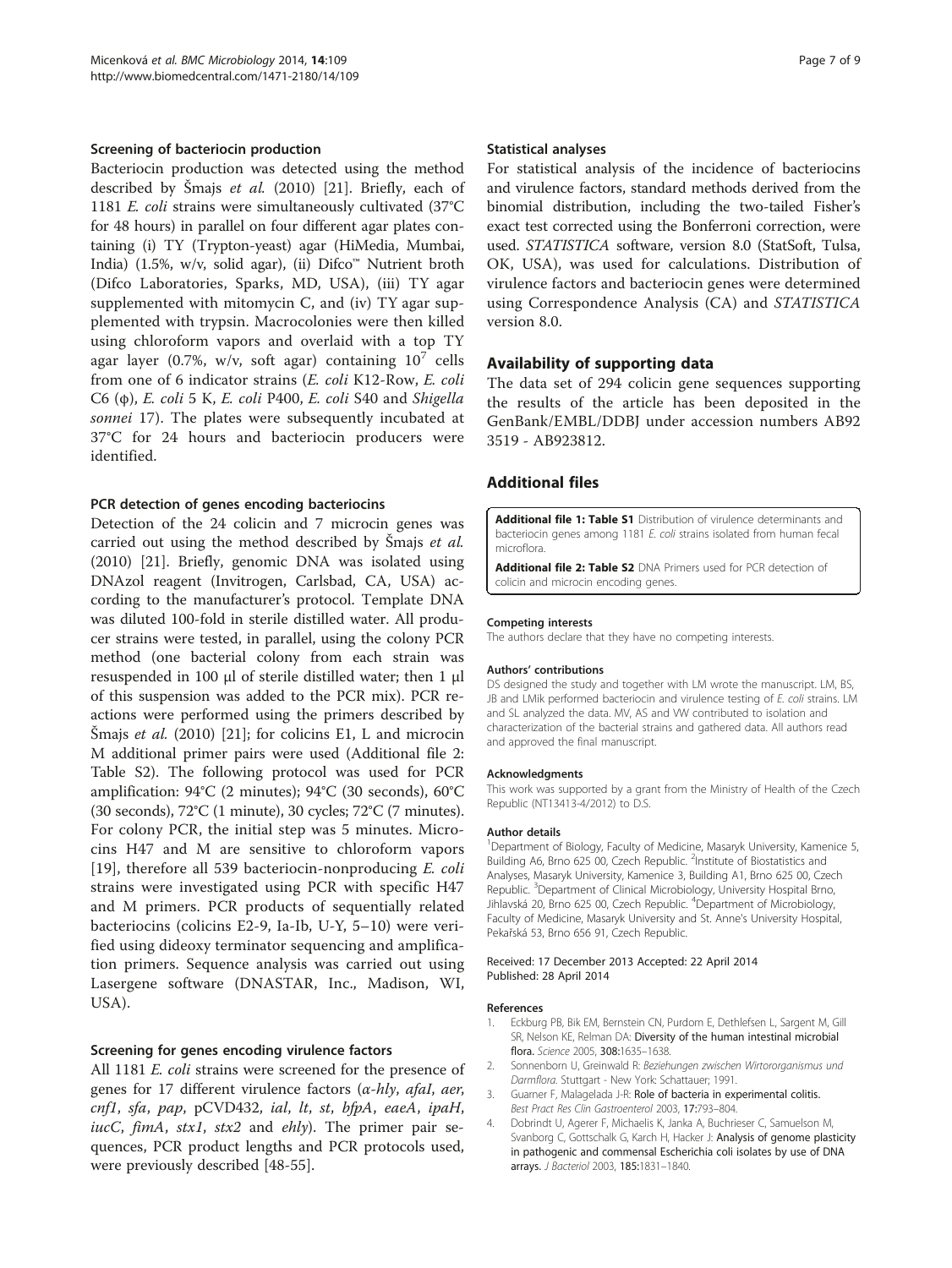### Screening of bacteriocin production

Bacteriocin production was detected using the method described by Šmajs *et al.* (2010) [21]. Briefly, each of 1181 *E. coli* strains were simultaneously cultivated (37°C for 48 hours) in parallel on four different agar plates containing (i) TY (Trypton-yeast) agar (HiMedia, Mumbai, India) (1.5%, w/v, solid agar), (ii) Difco™ Nutrient broth (Difco Laboratories, Sparks, MD, USA), (iii) TY agar supplemented with mitomycin C, and (iv) TY agar supplemented with trypsin. Macrocolonies were then killed using chloroform vapors and overlaid with a top TY agar layer (0.7%, w/v, soft agar) containing $10^7$ cells from one of 6 indicator strains (*E. coli* K12-Row, *E. coli* C6 (φ), *E. coli* 5 K, *E. coli* P400, *E. coli* S40 and *Shigella sonnei* 17). The plates were subsequently incubated at 37°C for 24 hours and bacteriocin producers were identified.

### PCR detection of genes encoding bacteriocins

Detection of the 24 colicin and 7 microcin genes was carried out using the method described by Šmajs *et al.* (2010) [21]. Briefly, genomic DNA was isolated using DNAzol reagent (Invitrogen, Carlsbad, CA, USA) according to the manufacturer's protocol. Template DNA was diluted 100-fold in sterile distilled water. All producer strains were tested, in parallel, using the colony PCR method (one bacterial colony from each strain was resuspended in 100 μl of sterile distilled water; then 1 μl of this suspension was added to the PCR mix). PCR reactions were performed using the primers described by Šmajs *et al.* (2010) [21]; for colicins E1, L and microcin M additional primer pairs were used (Additional file 2: Table S2). The following protocol was used for PCR amplification: 94°C (2 minutes); 94°C (30 seconds), 60°C (30 seconds), 72°C (1 minute), 30 cycles; 72°C (7 minutes). For colony PCR, the initial step was 5 minutes. Microcins H47 and M are sensitive to chloroform vapors [19], therefore all 539 bacteriocin-nonproducing *E. coli* strains were investigated using PCR with specific H47 and M primers. PCR products of sequentially related bacteriocins (colicins E2-9, Ia-Ib, U-Y, 5–10) were verified using dideoxy terminator sequencing and amplification primers. Sequence analysis was carried out using Lasergene software (DNASTAR, Inc., Madison, WI, USA).

### Screening for genes encoding virulence factors

All 1181 *E. coli* strains were screened for the presence of genes for 17 different virulence factors (*α-hly*, *afaI*, *aer*, *cnf1*, *sfa*, *pap*, pCVD432, *ial*, *lt*, *st*, *bfpA*, *eaeA*, *ipaH*, *iucC*, *fimA*, *stx1*, *stx2* and *ehly*). The primer pair sequences, PCR product lengths and PCR protocols used, were previously described [48-55].

### Statistical analyses

For statistical analysis of the incidence of bacteriocins and virulence factors, standard methods derived from the binomial distribution, including the two-tailed Fisher's exact test corrected using the Bonferroni correction, were used. *STATISTICA* software, version 8.0 (StatSoft, Tulsa, OK, USA), was used for calculations. Distribution of virulence factors and bacteriocin genes were determined using Correspondence Analysis (CA) and *STATISTICA* version 8.0.

## Availability of supporting data

The data set of 294 colicin gene sequences supporting the results of the article has been deposited in the GenBank/EMBL/DDBJ under accession numbers AB92 3519 - AB923812.

## Additional files

**Additional file 1: Table S1** Distribution of virulence determinants and bacteriocin genes among 1181 *E. coli* strains isolated from human fecal microflora.

**Additional file 2: Table S2** DNA Primers used for PCR detection of colicin and microcin encoding genes.

#### Competing interests

The authors declare that they have no competing interests.

#### Authors' contributions

DS designed the study and together with LM wrote the manuscript. LM, BS, JB and LMik performed bacteriocin and virulence testing of *E. coli* strains. LM and SL analyzed the data. MV, AS and VW contributed to isolation and characterization of the bacterial strains and gathered data. All authors read and approved the final manuscript.

#### Acknowledgments

This work was supported by a grant from the Ministry of Health of the Czech Republic (NT13413-4/2012) to D.S.

#### Author details

[1]Department of Biology, Faculty of Medicine, Masaryk University, Kamenice 5, Building A6, Brno 625 00, Czech Republic. [2]Institute of Biostatistics and Analyses, Masaryk University, Kamenice 3, Building A1, Brno 625 00, Czech Republic. [3]Department of Clinical Microbiology, University Hospital Brno, Jihlavská 20, Brno 625 00, Czech Republic. [4]Department of Microbiology, Faculty of Medicine, Masaryk University and St. Anne's University Hospital, Pekařská 53, Brno 656 91, Czech Republic.

Received: 17 December 2013 Accepted: 22 April 2014
Published: 28 April 2014

#### References

1. Eckburg PB, Bik EM, Bernstein CN, Purdom E, Dethlefsen L, Sargent M, Gill SR, Nelson KE, Relman DA: **Diversity of the human intestinal microbial flora.** *Science* 2005, **308:**1635–1638.
2. Sonnenborn U, Greinwald R: *Beziehungen zwischen Wirtororganismus und Darmflora*. Stuttgart - New York: Schattauer; 1991.
3. Guarner F, Malagelada J-R: **Role of bacteria in experimental colitis.** *Best Pract Res Clin Gastroenterol* 2003, **17:**793–804.
4. Dobrindt U, Agerer F, Michaelis K, Janka A, Buchrieser C, Samuelson M, Svanborg C, Gottschalk G, Karch H, Hacker J: **Analysis of genome plasticity in pathogenic and commensal Escherichia coli isolates by use of DNA arrays.** *J Bacteriol* 2003, **185:**1831–1840.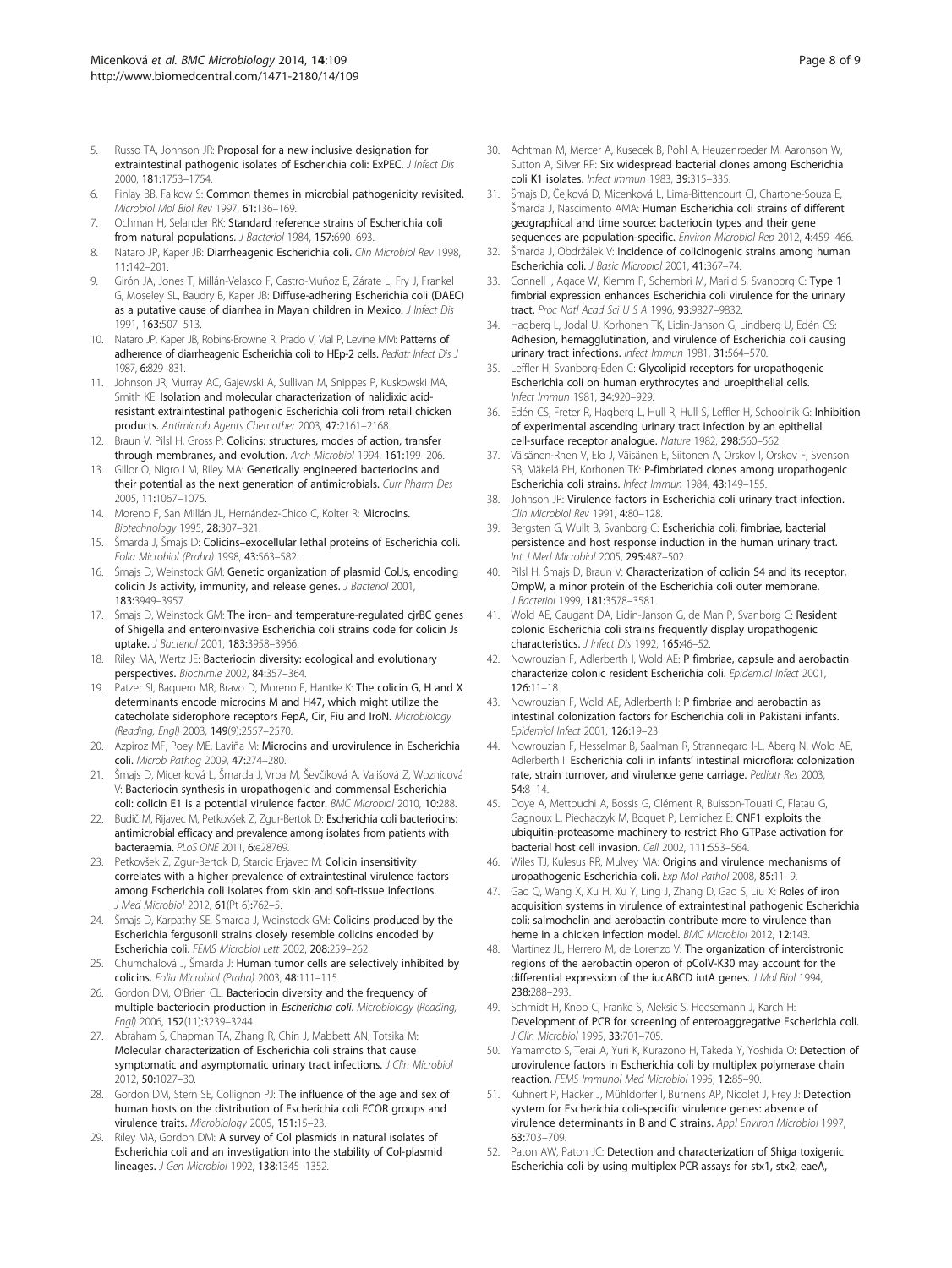5. Russo TA, Johnson JR: **Proposal for a new inclusive designation for extraintestinal pathogenic isolates of Escherichia coli: ExPEC.** *J Infect Dis* 2000, **181:**1753–1754.
6. Finlay BB, Falkow S: **Common themes in microbial pathogenicity revisited.** *Microbiol Mol Biol Rev* 1997, **61:**136–169.
7. Ochman H, Selander RK: **Standard reference strains of Escherichia coli from natural populations.** *J Bacteriol* 1984, **157:**690–693.
8. Nataro JP, Kaper JB: **Diarrheagenic Escherichia coli.** *Clin Microbiol Rev* 1998, **11:**142–201.
9. Girón JA, Jones T, Millán-Velasco F, Castro-Muñoz E, Zárate L, Fry J, Frankel G, Moseley SL, Baudry B, Kaper JB: **Diffuse-adhering Escherichia coli (DAEC) as a putative cause of diarrhea in Mayan children in Mexico.** *J Infect Dis* 1991, **163:**507–513.
10. Nataro JP, Kaper JB, Robins-Browne R, Prado V, Vial P, Levine MM: **Patterns of adherence of diarrheagenic Escherichia coli to HEp-2 cells.** *Pediatr Infect Dis J* 1987, **6:**829–831.
11. Johnson JR, Murray AC, Gajewski A, Sullivan M, Snippes P, Kuskowski MA, Smith KE: **Isolation and molecular characterization of nalidixic acid-resistant extraintestinal pathogenic Escherichia coli from retail chicken products.** *Antimicrob Agents Chemother* 2003, **47:**2161–2168.
12. Braun V, Pilsl H, Gross P: **Colicins: structures, modes of action, transfer through membranes, and evolution.** *Arch Microbiol* 1994, **161:**199–206.
13. Gillor O, Nigro LM, Riley MA: **Genetically engineered bacteriocins and their potential as the next generation of antimicrobials.** *Curr Pharm Des* 2005, **11:**1067–1075.
14. Moreno F, San Millán JL, Hernández-Chico C, Kolter R: **Microcins.** *Biotechnology* 1995, **28:**307–321.
15. Šmarda J, Šmajs D: **Colicins–exocellular lethal proteins of Escherichia coli.** *Folia Microbiol (Praha)* 1998, **43:**563–582.
16. Šmajs D, Weinstock GM: **Genetic organization of plasmid ColJs, encoding colicin Js activity, immunity, and release genes.** *J Bacteriol* 2001, **183:**3949–3957.
17. Šmajs D, Weinstock GM: **The iron- and temperature-regulated cjrBC genes of Shigella and enteroinvasive Escherichia coli strains code for colicin Js uptake.** *J Bacteriol* 2001, **183:**3958–3966.
18. Riley MA, Wertz JE: **Bacteriocin diversity: ecological and evolutionary perspectives.** *Biochimie* 2002, **84:**357–364.
19. Patzer SI, Baquero MR, Bravo D, Moreno F, Hantke K: **The colicin G, H and X determinants encode microcins M and H47, which might utilize the catecholate siderophore receptors FepA, Cir, Fiu and IroN.** *Microbiology (Reading, Engl)* 2003, **149(9):**2557–2570.
20. Azpiroz MF, Poey ME, Laviña M: **Microcins and urovirulence in Escherichia coli.** *Microb Pathog* 2009, **47:**274–280.
21. Šmajs D, Micenková L, Šmarda J, Vrba M, Ševčíková A, Vališová Z, Woznicová V: **Bacteriocin synthesis in uropathogenic and commensal Escherichia coli: colicin E1 is a potential virulence factor.** *BMC Microbiol* 2010, **10:**288.
22. Budič M, Rijavec M, Petkovšek Z, Zgur-Bertok D: **Escherichia coli bacteriocins: antimicrobial efficacy and prevalence among isolates from patients with bacteraemia.** *PLoS ONE* 2011, **6:**e28769.
23. Petkovšek Z, Zgur-Bertok D, Starcic Erjavec M: **Colicin insensitivity correlates with a higher prevalence of extraintestinal virulence factors among Escherichia coli isolates from skin and soft-tissue infections.** *J Med Microbiol* 2012, **61**(Pt 6)**:**762–5.
24. Šmajs D, Karpathy SE, Šmarda J, Weinstock GM: **Colicins produced by the Escherichia fergusonii strains closely resemble colicins encoded by Escherichia coli.** *FEMS Microbiol Lett* 2002, **208:**259–262.
25. Chumchalová J, Šmarda J: **Human tumor cells are selectively inhibited by colicins.** *Folia Microbiol (Praha)* 2003, **48:**111–115.
26. Gordon DM, O'Brien CL: **Bacteriocin diversity and the frequency of multiple bacteriocin production in *Escherichia coli*.** *Microbiology (Reading, Engl)* 2006, **152(11):**3239–3244.
27. Abraham S, Chapman TA, Zhang R, Chin J, Mabbett AN, Totsika M: **Molecular characterization of Escherichia coli strains that cause symptomatic and asymptomatic urinary tract infections.** *J Clin Microbiol* 2012, **50:**1027–30.
28. Gordon DM, Stern SE, Collignon PJ: **The influence of the age and sex of human hosts on the distribution of Escherichia coli ECOR groups and virulence traits.** *Microbiology* 2005, **151:**15–23.
29. Riley MA, Gordon DM: **A survey of Col plasmids in natural isolates of Escherichia coli and an investigation into the stability of Col-plasmid lineages.** *J Gen Microbiol* 1992, **138:**1345–1352.
30. Achtman M, Mercer A, Kusecek B, Pohl A, Heuzenroeder M, Aaronson W, Sutton A, Silver RP: **Six widespread bacterial clones among Escherichia coli K1 isolates.** *Infect Immun* 1983, **39:**315–335.
31. Šmajs D, Čejková D, Micenková L, Lima-Bittencourt CI, Chartone-Souza E, Šmarda J, Nascimento AMA: **Human Escherichia coli strains of different geographical and time source: bacteriocin types and their gene sequences are population-specific.** *Environ Microbiol Rep* 2012, **4:**459–466.
32. Šmarda J, Obdržálek V: **Incidence of colicinogenic strains among human Escherichia coli.** *J Basic Microbiol* 2001, **41:**367–74.
33. Connell I, Agace W, Klemm P, Schembri M, Marild S, Svanborg C: **Type 1 fimbrial expression enhances Escherichia coli virulence for the urinary tract.** *Proc Natl Acad Sci U S A* 1996, **93:**9827–9832.
34. Hagberg L, Jodal U, Korhonen TK, Lidin-Janson G, Lindberg U, Edén CS: **Adhesion, hemagglutination, and virulence of Escherichia coli causing urinary tract infections.** *Infect Immun* 1981, **31:**564–570.
35. Leffler H, Svanborg-Eden C: **Glycolipid receptors for uropathogenic Escherichia coli on human erythrocytes and uroepithelial cells.** *Infect Immun* 1981, **34:**920–929.
36. Edén CS, Freter R, Hagberg L, Hull R, Hull S, Leffler H, Schoolnik G: **Inhibition of experimental ascending urinary tract infection by an epithelial cell-surface receptor analogue.** *Nature* 1982, **298:**560–562.
37. Väisänen-Rhen V, Elo J, Väisänen E, Siitonen A, Orskov I, Orskov F, Svenson SB, Mäkelä PH, Korhonen TK: **P-fimbriated clones among uropathogenic Escherichia coli strains.** *Infect Immun* 1984, **43:**149–155.
38. Johnson JR: **Virulence factors in Escherichia coli urinary tract infection.** *Clin Microbiol Rev* 1991, **4:**80–128.
39. Bergsten G, Wullt B, Svanborg C: **Escherichia coli, fimbriae, bacterial persistence and host response induction in the human urinary tract.** *Int J Med Microbiol* 2005, **295:**487–502.
40. Pilsl H, Šmajs D, Braun V: **Characterization of colicin S4 and its receptor, OmpW, a minor protein of the Escherichia coli outer membrane.** *J Bacteriol* 1999, **181:**3578–3581.
41. Wold AE, Caugant DA, Lidin-Janson G, de Man P, Svanborg C: **Resident colonic Escherichia coli strains frequently display uropathogenic characteristics.** *J Infect Dis* 1992, **165:**46–52.
42. Nowrouzian F, Adlerberth I, Wold AE: **P fimbriae, capsule and aerobactin characterize colonic resident Escherichia coli.** *Epidemiol Infect* 2001, **126:**11–18.
43. Nowrouzian F, Wold AE, Adlerberth I: **P fimbriae and aerobactin as intestinal colonization factors for Escherichia coli in Pakistani infants.** *Epidemiol Infect* 2001, **126:**19–23.
44. Nowrouzian F, Hesselmar B, Saalman R, Strannegard I-L, Aberg N, Wold AE, Adlerberth I: **Escherichia coli in infants' intestinal microflora: colonization rate, strain turnover, and virulence gene carriage.** *Pediatr Res* 2003, **54:**8–14.
45. Doye A, Mettouchi A, Bossis G, Clément R, Buisson-Touati C, Flatau G, Gagnoux L, Piechaczyk M, Boquet P, Lemichez E: **CNF1 exploits the ubiquitin-proteasome machinery to restrict Rho GTPase activation for bacterial host cell invasion.** *Cell* 2002, **111:**553–564.
46. Wiles TJ, Kulesus RR, Mulvey MA: **Origins and virulence mechanisms of uropathogenic Escherichia coli.** *Exp Mol Pathol* 2008, **85:**11–9.
47. Gao Q, Wang X, Xu H, Xu Y, Ling J, Zhang D, Gao S, Liu X: **Roles of iron acquisition systems in virulence of extraintestinal pathogenic Escherichia coli: salmochelin and aerobactin contribute more to virulence than heme in a chicken infection model.** *BMC Microbiol* 2012, **12:**143.
48. Martínez JL, Herrero M, de Lorenzo V: **The organization of intercistronic regions of the aerobactin operon of pColV-K30 may account for the differential expression of the iucABCD iutA genes.** *J Mol Biol* 1994, **238:**288–293.
49. Schmidt H, Knop C, Franke S, Aleksic S, Heesemann J, Karch H: **Development of PCR for screening of enteroaggregative Escherichia coli.** *J Clin Microbiol* 1995, **33:**701–705.
50. Yamamoto S, Terai A, Yuri K, Kurazono H, Takeda Y, Yoshida O: **Detection of urovirulence factors in Escherichia coli by multiplex polymerase chain reaction.** *FEMS Immunol Med Microbiol* 1995, **12:**85–90.
51. Kuhnert P, Hacker J, Mühldorfer I, Burnens AP, Nicolet J, Frey J: **Detection system for Escherichia coli-specific virulence genes: absence of virulence determinants in B and C strains.** *Appl Environ Microbiol* 1997, **63:**703–709.
52. Paton AW, Paton JC: **Detection and characterization of Shiga toxigenic Escherichia coli by using multiplex PCR assays for stx1, stx2, eaeA,**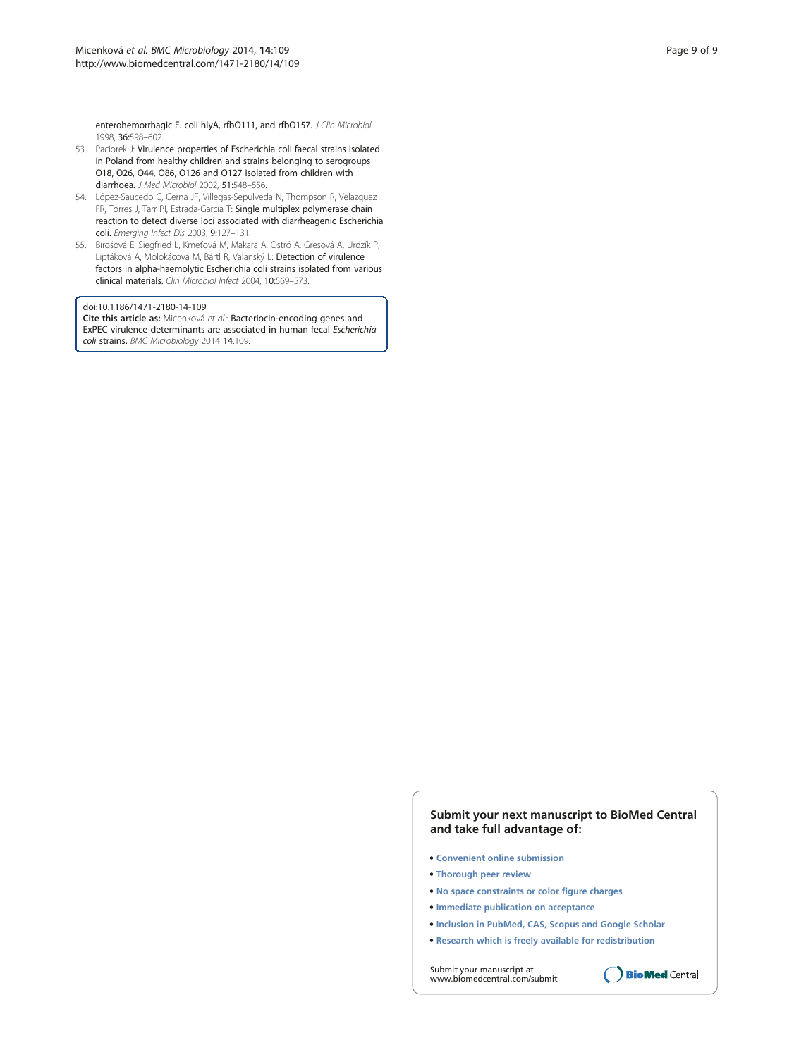enterohemorrhagic E. coli hlyA, rfbO111, and rfbO157. *J Clin Microbiol* 1998, **36:**598–602.

53. Paciorek J: **Virulence properties of Escherichia coli faecal strains isolated in Poland from healthy children and strains belonging to serogroups O18, O26, O44, O86, O126 and O127 isolated from children with diarrhoea.** *J Med Microbiol* 2002, **51:**548–556.
54. López-Saucedo C, Cerna JF, Villegas-Sepulveda N, Thompson R, Velazquez FR, Torres J, Tarr PI, Estrada-García T: **Single multiplex polymerase chain reaction to detect diverse loci associated with diarrheagenic Escherichia coli.** *Emerging Infect Dis* 2003, **9:**127–131.
55. Bírošová E, Siegfried L, Kmeťová M, Makara A, Ostró A, Gresová A, Urdzík P, Liptáková A, Molokácová M, Bártl R, Valanský L: **Detection of virulence factors in alpha-haemolytic Escherichia coli strains isolated from various clinical materials.** *Clin Microbiol Infect* 2004, **10:**569–573.

doi:10.1186/1471-2180-14-109
**Cite this article as:** Micenková *et al.*: Bacteriocin-encoding genes and ExPEC virulence determinants are associated in human fecal *Escherichia coli* strains. *BMC Microbiology* 2014 **14**:109.

**Submit your next manuscript to BioMed Central and take full advantage of:**

- **Convenient online submission**
- **Thorough peer review**
- **No space constraints or color figure charges**
- **Immediate publication on acceptance**
- **Inclusion in PubMed, CAS, Scopus and Google Scholar**
- **Research which is freely available for redistribution**

Submit your manuscript at
www.biomedcentral.com/submit

BioMed Central